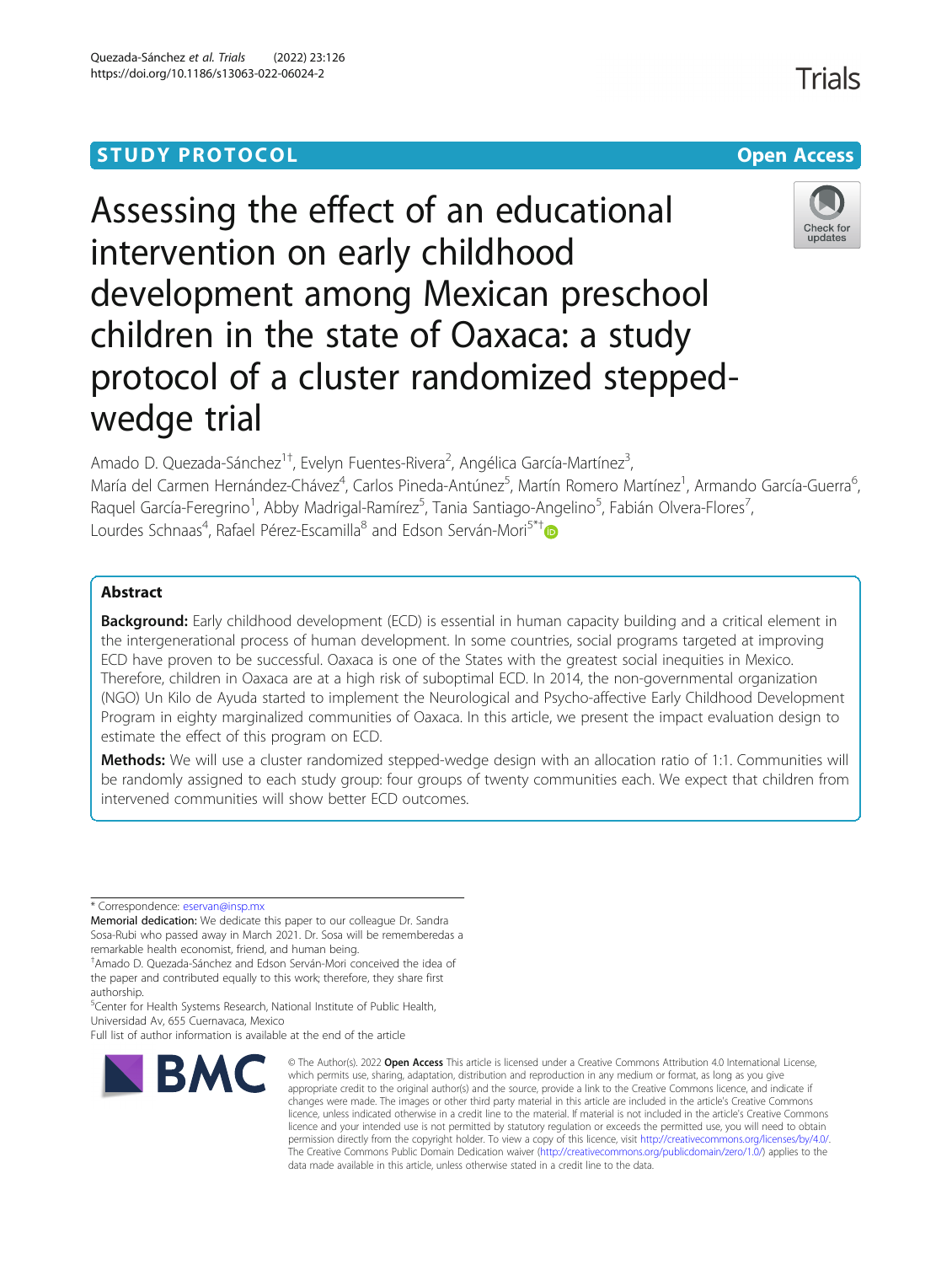STUDY PROTOCOL **Open Access**

# Assessing the effect of an educational intervention on early childhood development among Mexican preschool children in the state of Oaxaca: a study protocol of a cluster randomized stepped-wedge trial

Amado D. Quezada-Sánchez[1†], Evelyn Fuentes-Rivera[2], Angélica García-Martínez[3], María del Carmen Hernández-Chávez[4], Carlos Pineda-Antúnez[5], Martín Romero Martínez[1], Armando García-Guerra[6], Raquel García-Feregrino[1], Abby Madrigal-Ramírez[5], Tania Santiago-Angelino[5], Fabián Olvera-Flores[7], Lourdes Schnaas[4], Rafael Pérez-Escamilla[8] and Edson Serván-Mori[5*†]

## Abstract

**Background:** Early childhood development (ECD) is essential in human capacity building and a critical element in the intergenerational process of human development. In some countries, social programs targeted at improving ECD have proven to be successful. Oaxaca is one of the States with the greatest social inequities in Mexico. Therefore, children in Oaxaca are at a high risk of suboptimal ECD. In 2014, the non-governmental organization (NGO) Un Kilo de Ayuda started to implement the Neurological and Psycho-affective Early Childhood Development Program in eighty marginalized communities of Oaxaca. In this article, we present the impact evaluation design to estimate the effect of this program on ECD.

**Methods:** We will use a cluster randomized stepped-wedge design with an allocation ratio of 1:1. Communities will be randomly assigned to each study group: four groups of twenty communities each. We expect that children from intervened communities will show better ECD outcomes.

---

\* Correspondence: eservan@insp.mx

Memorial dedication: We dedicate this paper to our colleague Dr. Sandra Sosa-Rubi who passed away in March 2021. Dr. Sosa will be rememberedas a remarkable health economist, friend, and human being.

†Amado D. Quezada-Sánchez and Edson Serván-Mori conceived the idea of the paper and contributed equally to this work; therefore, they share first authorship.

[5]Center for Health Systems Research, National Institute of Public Health, Universidad Av, 655 Cuernavaca, Mexico

Full list of author information is available at the end of the article

© The Author(s). 2022 **Open Access** This article is licensed under a Creative Commons Attribution 4.0 International License, which permits use, sharing, adaptation, distribution and reproduction in any medium or format, as long as you give appropriate credit to the original author(s) and the source, provide a link to the Creative Commons licence, and indicate if changes were made. The images or other third party material in this article are included in the article's Creative Commons licence, unless indicated otherwise in a credit line to the material. If material is not included in the article's Creative Commons licence and your intended use is not permitted by statutory regulation or exceeds the permitted use, you will need to obtain permission directly from the copyright holder. To view a copy of this licence, visit http://creativecommons.org/licenses/by/4.0/. The Creative Commons Public Domain Dedication waiver (http://creativecommons.org/publicdomain/zero/1.0/) applies to the data made available in this article, unless otherwise stated in a credit line to the data.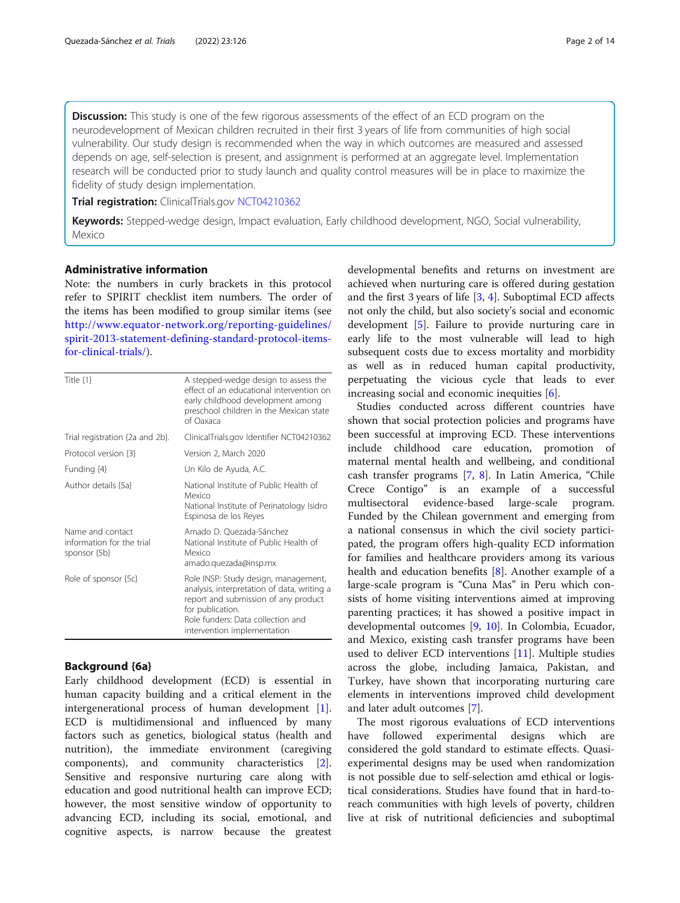**Discussion:** This study is one of the few rigorous assessments of the effect of an ECD program on the neurodevelopment of Mexican children recruited in their first 3 years of life from communities of high social vulnerability. Our study design is recommended when the way in which outcomes are measured and assessed depends on age, self-selection is present, and assignment is performed at an aggregate level. Implementation research will be conducted prior to study launch and quality control measures will be in place to maximize the fidelity of study design implementation.

**Trial registration:** ClinicalTrials.gov NCT04210362

**Keywords:** Stepped-wedge design, Impact evaluation, Early childhood development, NGO, Social vulnerability, Mexico

## Administrative information

Note: the numbers in curly brackets in this protocol refer to SPIRIT checklist item numbers. The order of the items has been modified to group similar items (see http://www.equator-network.org/reporting-guidelines/spirit-2013-statement-defining-standard-protocol-items-for-clinical-trials/).

| | |
|---|---|
| Title {1} | A stepped-wedge design to assess the effect of an educational intervention on early childhood development among preschool children in the Mexican state of Oaxaca |
| Trial registration {2a and 2b}. | ClinicalTrials.gov Identifier NCT04210362 |
| Protocol version {3} | Version 2, March 2020 |
| Funding {4} | Un Kilo de Ayuda, A.C. |
| Author details {5a} | National Institute of Public Health of Mexico<br>National Institute of Perinatology Isidro Espinosa de los Reyes |
| Name and contact information for the trial sponsor {5b} | Amado D. Quezada-Sánchez<br>National Institute of Public Health of Mexico<br>amado.quezada@insp.mx |
| Role of sponsor {5c} | Role INSP: Study design, management, analysis, interpretation of data, writing a report and submission of any product for publication.<br>Role funders: Data collection and intervention implementation |

## Background {6a}

Early childhood development (ECD) is essential in human capacity building and a critical element in the intergenerational process of human development [1]. ECD is multidimensional and influenced by many factors such as genetics, biological status (health and nutrition), the immediate environment (caregiving components), and community characteristics [2]. Sensitive and responsive nurturing care along with education and good nutritional health can improve ECD; however, the most sensitive window of opportunity to advancing ECD, including its social, emotional, and cognitive aspects, is narrow because the greatest developmental benefits and returns on investment are achieved when nurturing care is offered during gestation and the first 3 years of life [3, 4]. Suboptimal ECD affects not only the child, but also society's social and economic development [5]. Failure to provide nurturing care in early life to the most vulnerable will lead to high subsequent costs due to excess mortality and morbidity as well as in reduced human capital productivity, perpetuating the vicious cycle that leads to ever increasing social and economic inequities [6].

Studies conducted across different countries have shown that social protection policies and programs have been successful at improving ECD. These interventions include childhood care education, promotion of maternal mental health and wellbeing, and conditional cash transfer programs [7, 8]. In Latin America, "Chile Crece Contigo" is an example of a successful multisectoral evidence-based large-scale program. Funded by the Chilean government and emerging from a national consensus in which the civil society participated, the program offers high-quality ECD information for families and healthcare providers among its various health and education benefits [8]. Another example of a large-scale program is "Cuna Mas" in Peru which consists of home visiting interventions aimed at improving parenting practices; it has showed a positive impact in developmental outcomes [9, 10]. In Colombia, Ecuador, and Mexico, existing cash transfer programs have been used to deliver ECD interventions [11]. Multiple studies across the globe, including Jamaica, Pakistan, and Turkey, have shown that incorporating nurturing care elements in interventions improved child development and later adult outcomes [7].

The most rigorous evaluations of ECD interventions have followed experimental designs which are considered the gold standard to estimate effects. Quasi-experimental designs may be used when randomization is not possible due to self-selection amd ethical or logistical considerations. Studies have found that in hard-to-reach communities with high levels of poverty, children live at risk of nutritional deficiencies and suboptimal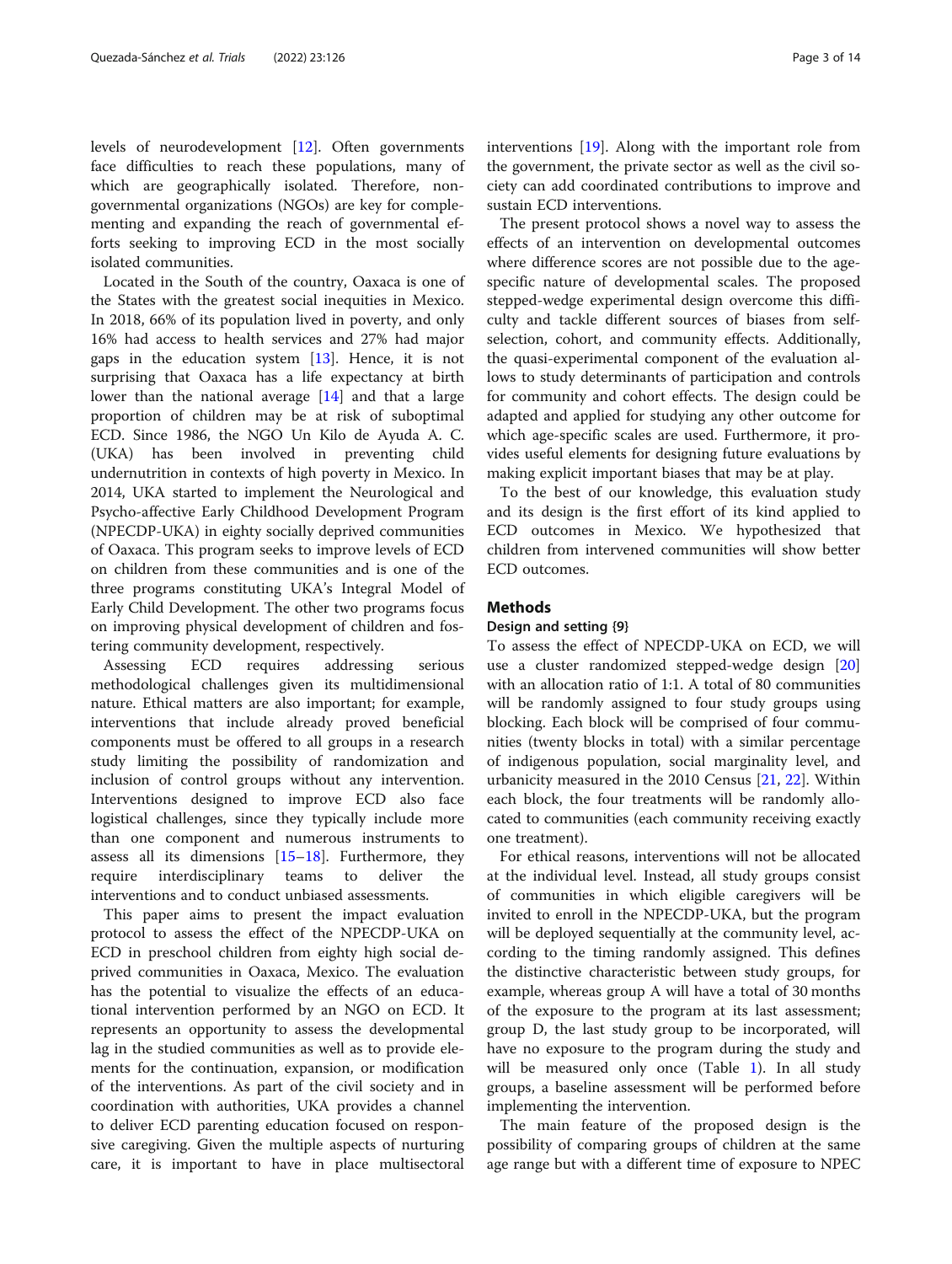levels of neurodevelopment [12]. Often governments face difficulties to reach these populations, many of which are geographically isolated. Therefore, non-governmental organizations (NGOs) are key for complementing and expanding the reach of governmental efforts seeking to improving ECD in the most socially isolated communities.

Located in the South of the country, Oaxaca is one of the States with the greatest social inequities in Mexico. In 2018, 66% of its population lived in poverty, and only 16% had access to health services and 27% had major gaps in the education system [13]. Hence, it is not surprising that Oaxaca has a life expectancy at birth lower than the national average [14] and that a large proportion of children may be at risk of suboptimal ECD. Since 1986, the NGO Un Kilo de Ayuda A. C. (UKA) has been involved in preventing child undernutrition in contexts of high poverty in Mexico. In 2014, UKA started to implement the Neurological and Psycho-affective Early Childhood Development Program (NPECDP-UKA) in eighty socially deprived communities of Oaxaca. This program seeks to improve levels of ECD on children from these communities and is one of the three programs constituting UKA's Integral Model of Early Child Development. The other two programs focus on improving physical development of children and fostering community development, respectively.

Assessing ECD requires addressing serious methodological challenges given its multidimensional nature. Ethical matters are also important; for example, interventions that include already proved beneficial components must be offered to all groups in a research study limiting the possibility of randomization and inclusion of control groups without any intervention. Interventions designed to improve ECD also face logistical challenges, since they typically include more than one component and numerous instruments to assess all its dimensions [15–18]. Furthermore, they require interdisciplinary teams to deliver the interventions and to conduct unbiased assessments.

This paper aims to present the impact evaluation protocol to assess the effect of the NPECDP-UKA on ECD in preschool children from eighty high social deprived communities in Oaxaca, Mexico. The evaluation has the potential to visualize the effects of an educational intervention performed by an NGO on ECD. It represents an opportunity to assess the developmental lag in the studied communities as well as to provide elements for the continuation, expansion, or modification of the interventions. As part of the civil society and in coordination with authorities, UKA provides a channel to deliver ECD parenting education focused on responsive caregiving. Given the multiple aspects of nurturing care, it is important to have in place multisectoral interventions [19]. Along with the important role from the government, the private sector as well as the civil society can add coordinated contributions to improve and sustain ECD interventions.

The present protocol shows a novel way to assess the effects of an intervention on developmental outcomes where difference scores are not possible due to the age-specific nature of developmental scales. The proposed stepped-wedge experimental design overcome this difficulty and tackle different sources of biases from self-selection, cohort, and community effects. Additionally, the quasi-experimental component of the evaluation allows to study determinants of participation and controls for community and cohort effects. The design could be adapted and applied for studying any other outcome for which age-specific scales are used. Furthermore, it provides useful elements for designing future evaluations by making explicit important biases that may be at play.

To the best of our knowledge, this evaluation study and its design is the first effort of its kind applied to ECD outcomes in Mexico. We hypothesized that children from intervened communities will show better ECD outcomes.

## Methods

### Design and setting {9}

To assess the effect of NPECDP-UKA on ECD, we will use a cluster randomized stepped-wedge design [20] with an allocation ratio of 1:1. A total of 80 communities will be randomly assigned to four study groups using blocking. Each block will be comprised of four communities (twenty blocks in total) with a similar percentage of indigenous population, social marginality level, and urbanicity measured in the 2010 Census [21, 22]. Within each block, the four treatments will be randomly allocated to communities (each community receiving exactly one treatment).

For ethical reasons, interventions will not be allocated at the individual level. Instead, all study groups consist of communities in which eligible caregivers will be invited to enroll in the NPECDP-UKA, but the program will be deployed sequentially at the community level, according to the timing randomly assigned. This defines the distinctive characteristic between study groups, for example, whereas group A will have a total of 30 months of the exposure to the program at its last assessment; group D, the last study group to be incorporated, will have no exposure to the program during the study and will be measured only once (Table 1). In all study groups, a baseline assessment will be performed before implementing the intervention.

The main feature of the proposed design is the possibility of comparing groups of children at the same age range but with a different time of exposure to NPEC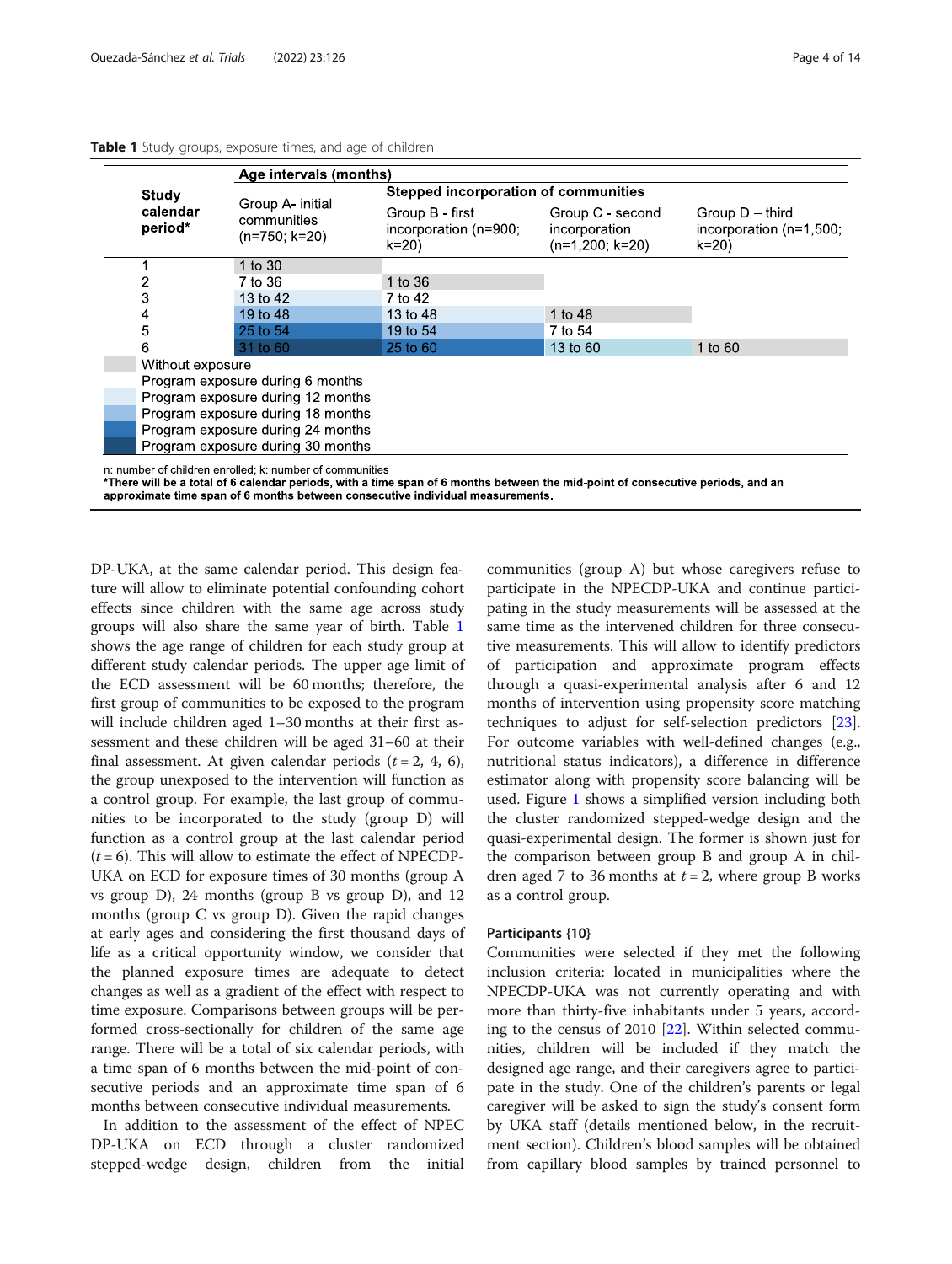**Table 1** Study groups, exposure times, and age of children

| Study calendar period* | Age intervals (months) | | | |
|---|---|---|---|---|
| | Group A- initial communities (n=750; k=20) | Stepped incorporation of communities | | |
| | | Group B - first incorporation (n=900; k=20) | Group C - second incorporation (n=1,200; k=20) | Group D – third incorporation (n=1,500; k=20) |
| 1 | 1 to 30 | | | |
| 2 | 7 to 36 | 1 to 36 | | |
| 3 | 13 to 42 | 7 to 42 | | |
| 4 | 19 to 48 | 13 to 48 | 1 to 48 | |
| 5 | 25 to 54 | 19 to 54 | 7 to 54 | |
| 6 | 31 to 60 | 25 to 60 | 13 to 60 | 1 to 60 |

Without exposure
Program exposure during 6 months
Program exposure during 12 months
Program exposure during 18 months
Program exposure during 24 months
Program exposure during 30 months

n: number of children enrolled; k: number of communities
***There will be a total of 6 calendar periods, with a time span of 6 months between the mid-point of consecutive periods, and an approximate time span of 6 months between consecutive individual measurements.**

DP-UKA, at the same calendar period. This design feature will allow to eliminate potential confounding cohort effects since children with the same age across study groups will also share the same year of birth. Table 1 shows the age range of children for each study group at different study calendar periods. The upper age limit of the ECD assessment will be 60 months; therefore, the first group of communities to be exposed to the program will include children aged 1–30 months at their first assessment and these children will be aged 31–60 at their final assessment. At given calendar periods ($t = 2, 4, 6$), the group unexposed to the intervention will function as a control group. For example, the last group of communities to be incorporated to the study (group D) will function as a control group at the last calendar period ($t = 6$). This will allow to estimate the effect of NPECDP-UKA on ECD for exposure times of 30 months (group A vs group D), 24 months (group B vs group D), and 12 months (group C vs group D). Given the rapid changes at early ages and considering the first thousand days of life as a critical opportunity window, we consider that the planned exposure times are adequate to detect changes as well as a gradient of the effect with respect to time exposure. Comparisons between groups will be performed cross-sectionally for children of the same age range. There will be a total of six calendar periods, with a time span of 6 months between the mid-point of consecutive periods and an approximate time span of 6 months between consecutive individual measurements.

In addition to the assessment of the effect of NPECDP-UKA on ECD through a cluster randomized stepped-wedge design, children from the initial communities (group A) but whose caregivers refuse to participate in the NPECDP-UKA and continue participating in the study measurements will be assessed at the same time as the intervened children for three consecutive measurements. This will allow to identify predictors of participation and approximate program effects through a quasi-experimental analysis after 6 and 12 months of intervention using propensity score matching techniques to adjust for self-selection predictors [23]. For outcome variables with well-defined changes (e.g., nutritional status indicators), a difference in difference estimator along with propensity score balancing will be used. Figure 1 shows a simplified version including both the cluster randomized stepped-wedge design and the quasi-experimental design. The former is shown just for the comparison between group B and group A in children aged 7 to 36 months at $t = 2$, where group B works as a control group.

### Participants {10}

Communities were selected if they met the following inclusion criteria: located in municipalities where the NPECDP-UKA was not currently operating and with more than thirty-five inhabitants under 5 years, according to the census of 2010 [22]. Within selected communities, children will be included if they match the designed age range, and their caregivers agree to participate in the study. One of the children's parents or legal caregiver will be asked to sign the study's consent form by UKA staff (details mentioned below, in the recruitment section). Children's blood samples will be obtained from capillary blood samples by trained personnel to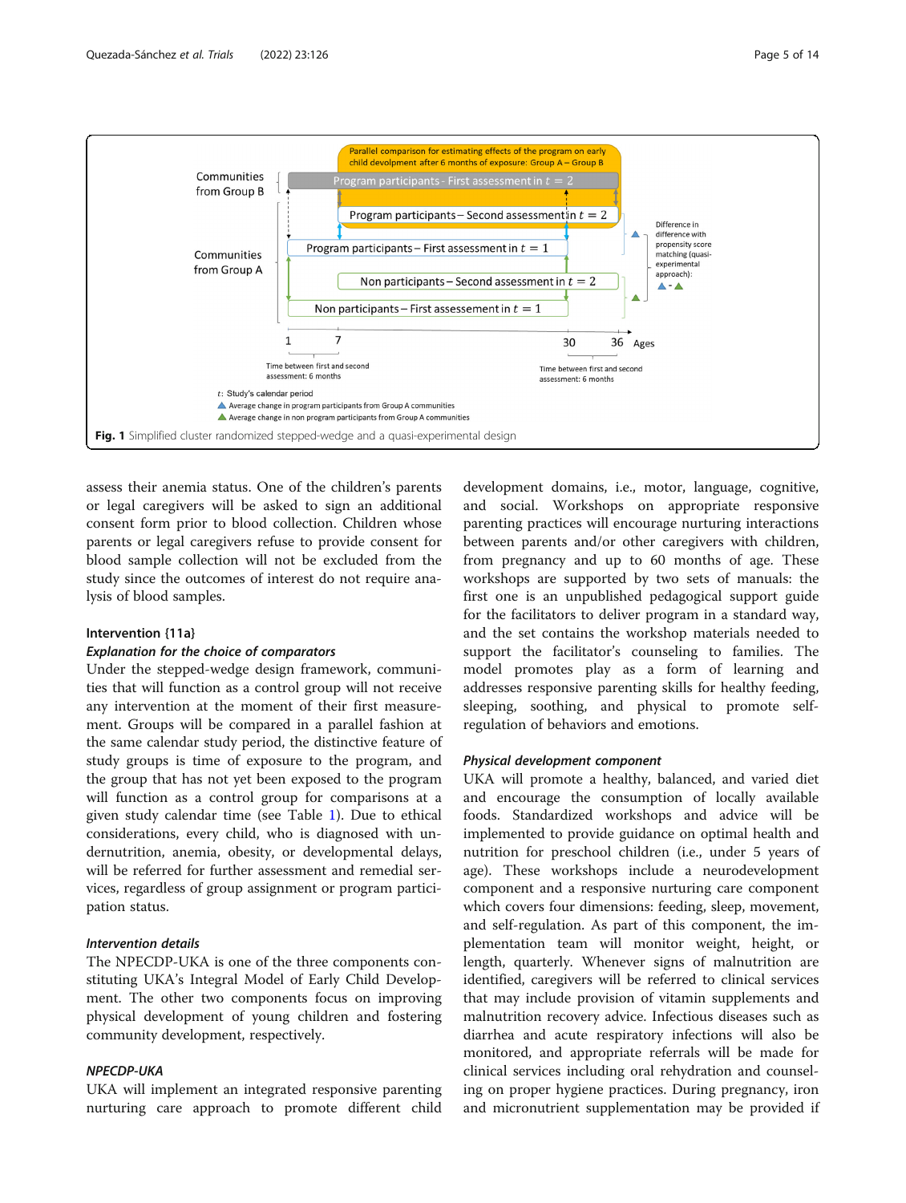Fig. 1 Simplified cluster randomized stepped-wedge and a quasi-experimental design

assess their anemia status. One of the children's parents or legal caregivers will be asked to sign an additional consent form prior to blood collection. Children whose parents or legal caregivers refuse to provide consent for blood sample collection will not be excluded from the study since the outcomes of interest do not require analysis of blood samples.

### Intervention {11a}

#### *Explanation for the choice of comparators*

Under the stepped-wedge design framework, communities that will function as a control group will not receive any intervention at the moment of their first measurement. Groups will be compared in a parallel fashion at the same calendar study period, the distinctive feature of study groups is time of exposure to the program, and the group that has not yet been exposed to the program will function as a control group for comparisons at a given study calendar time (see Table 1). Due to ethical considerations, every child, who is diagnosed with undernutrition, anemia, obesity, or developmental delays, will be referred for further assessment and remedial services, regardless of group assignment or program participation status.

#### *Intervention details*

The NPECDP-UKA is one of the three components constituting UKA's Integral Model of Early Child Development. The other two components focus on improving physical development of young children and fostering community development, respectively.

#### *NPECDP-UKA*

UKA will implement an integrated responsive parenting nurturing care approach to promote different child development domains, i.e., motor, language, cognitive, and social. Workshops on appropriate responsive parenting practices will encourage nurturing interactions between parents and/or other caregivers with children, from pregnancy and up to 60 months of age. These workshops are supported by two sets of manuals: the first one is an unpublished pedagogical support guide for the facilitators to deliver program in a standard way, and the set contains the workshop materials needed to support the facilitator's counseling to families. The model promotes play as a form of learning and addresses responsive parenting skills for healthy feeding, sleeping, soothing, and physical to promote self-regulation of behaviors and emotions.

#### *Physical development component*

UKA will promote a healthy, balanced, and varied diet and encourage the consumption of locally available foods. Standardized workshops and advice will be implemented to provide guidance on optimal health and nutrition for preschool children (i.e., under 5 years of age). These workshops include a neurodevelopment component and a responsive nurturing care component which covers four dimensions: feeding, sleep, movement, and self-regulation. As part of this component, the implementation team will monitor weight, height, or length, quarterly. Whenever signs of malnutrition are identified, caregivers will be referred to clinical services that may include provision of vitamin supplements and malnutrition recovery advice. Infectious diseases such as diarrhea and acute respiratory infections will also be monitored, and appropriate referrals will be made for clinical services including oral rehydration and counseling on proper hygiene practices. During pregnancy, iron and micronutrient supplementation may be provided if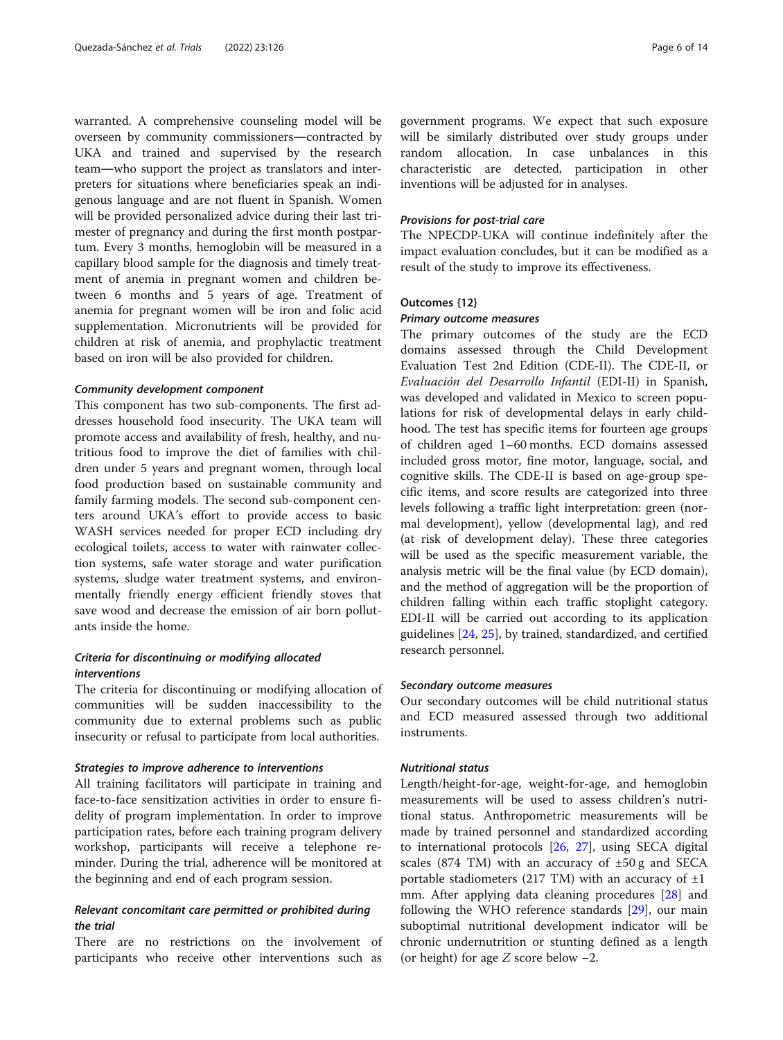warranted. A comprehensive counseling model will be overseen by community commissioners—contracted by UKA and trained and supervised by the research team—who support the project as translators and interpreters for situations where beneficiaries speak an indigenous language and are not fluent in Spanish. Women will be provided personalized advice during their last trimester of pregnancy and during the first month postpartum. Every 3 months, hemoglobin will be measured in a capillary blood sample for the diagnosis and timely treatment of anemia in pregnant women and children between 6 months and 5 years of age. Treatment of anemia for pregnant women will be iron and folic acid supplementation. Micronutrients will be provided for children at risk of anemia, and prophylactic treatment based on iron will be also provided for children.

#### Community development component

This component has two sub-components. The first addresses household food insecurity. The UKA team will promote access and availability of fresh, healthy, and nutritious food to improve the diet of families with children under 5 years and pregnant women, through local food production based on sustainable community and family farming models. The second sub-component centers around UKA's effort to provide access to basic WASH services needed for proper ECD including dry ecological toilets, access to water with rainwater collection systems, safe water storage and water purification systems, sludge water treatment systems, and environmentally friendly energy efficient friendly stoves that save wood and decrease the emission of air born pollutants inside the home.

### Criteria for discontinuing or modifying allocated interventions

The criteria for discontinuing or modifying allocation of communities will be sudden inaccessibility to the community due to external problems such as public insecurity or refusal to participate from local authorities.

#### Strategies to improve adherence to interventions

All training facilitators will participate in training and face-to-face sensitization activities in order to ensure fidelity of program implementation. In order to improve participation rates, before each training program delivery workshop, participants will receive a telephone reminder. During the trial, adherence will be monitored at the beginning and end of each program session.

### Relevant concomitant care permitted or prohibited during the trial

There are no restrictions on the involvement of participants who receive other interventions such as government programs. We expect that such exposure will be similarly distributed over study groups under random allocation. In case unbalances in this characteristic are detected, participation in other inventions will be adjusted for in analyses.

#### Provisions for post-trial care

The NPECDP-UKA will continue indefinitely after the impact evaluation concludes, but it can be modified as a result of the study to improve its effectiveness.

### Outcomes {12}

#### Primary outcome measures

The primary outcomes of the study are the ECD domains assessed through the Child Development Evaluation Test 2nd Edition (CDE-II). The CDE-II, or *Evaluación del Desarrollo Infantil* (EDI-II) in Spanish, was developed and validated in Mexico to screen populations for risk of developmental delays in early childhood. The test has specific items for fourteen age groups of children aged 1–60 months. ECD domains assessed included gross motor, fine motor, language, social, and cognitive skills. The CDE-II is based on age-group specific items, and score results are categorized into three levels following a traffic light interpretation: green (normal development), yellow (developmental lag), and red (at risk of development delay). These three categories will be used as the specific measurement variable, the analysis metric will be the final value (by ECD domain), and the method of aggregation will be the proportion of children falling within each traffic stoplight category. EDI-II will be carried out according to its application guidelines [24, 25], by trained, standardized, and certified research personnel.

#### Secondary outcome measures

Our secondary outcomes will be child nutritional status and ECD measured assessed through two additional instruments.

#### Nutritional status

Length/height-for-age, weight-for-age, and hemoglobin measurements will be used to assess children's nutritional status. Anthropometric measurements will be made by trained personnel and standardized according to international protocols [26, 27], using SECA digital scales (874 TM) with an accuracy of ±50 g and SECA portable stadiometers (217 TM) with an accuracy of ±1 mm. After applying data cleaning procedures [28] and following the WHO reference standards [29], our main suboptimal nutritional development indicator will be chronic undernutrition or stunting defined as a length (or height) for age $Z$ score below −2.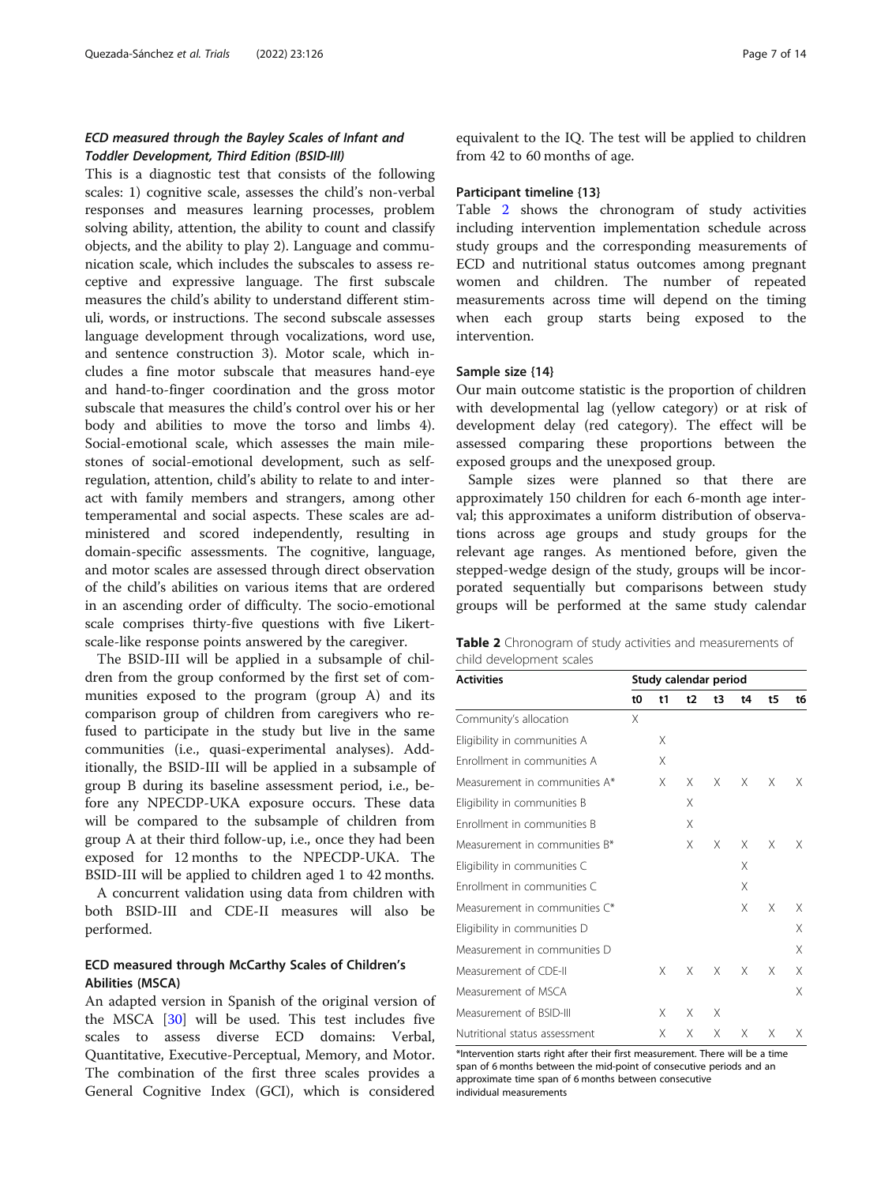### *ECD measured through the Bayley Scales of Infant and Toddler Development, Third Edition (BSID-III)*

This is a diagnostic test that consists of the following scales: 1) cognitive scale, assesses the child's non-verbal responses and measures learning processes, problem solving ability, attention, the ability to count and classify objects, and the ability to play 2). Language and communication scale, which includes the subscales to assess receptive and expressive language. The first subscale measures the child's ability to understand different stimuli, words, or instructions. The second subscale assesses language development through vocalizations, word use, and sentence construction 3). Motor scale, which includes a fine motor subscale that measures hand-eye and hand-to-finger coordination and the gross motor subscale that measures the child's control over his or her body and abilities to move the torso and limbs 4). Social-emotional scale, which assesses the main milestones of social-emotional development, such as self-regulation, attention, child's ability to relate to and interact with family members and strangers, among other temperamental and social aspects. These scales are administered and scored independently, resulting in domain-specific assessments. The cognitive, language, and motor scales are assessed through direct observation of the child's abilities on various items that are ordered in an ascending order of difficulty. The socio-emotional scale comprises thirty-five questions with five Likert-scale-like response points answered by the caregiver.

The BSID-III will be applied in a subsample of children from the group conformed by the first set of communities exposed to the program (group A) and its comparison group of children from caregivers who refused to participate in the study but live in the same communities (i.e., quasi-experimental analyses). Additionally, the BSID-III will be applied in a subsample of group B during its baseline assessment period, i.e., before any NPECDP-UKA exposure occurs. These data will be compared to the subsample of children from group A at their third follow-up, i.e., once they had been exposed for 12 months to the NPECDP-UKA. The BSID-III will be applied to children aged 1 to 42 months.

A concurrent validation using data from children with both BSID-III and CDE-II measures will also be performed.

### ECD measured through McCarthy Scales of Children's Abilities (MSCA)

An adapted version in Spanish of the original version of the MSCA [30] will be used. This test includes five scales to assess diverse ECD domains: Verbal, Quantitative, Executive-Perceptual, Memory, and Motor. The combination of the first three scales provides a General Cognitive Index (GCI), which is considered equivalent to the IQ. The test will be applied to children from 42 to 60 months of age.

### Participant timeline {13}

Table 2 shows the chronogram of study activities including intervention implementation schedule across study groups and the corresponding measurements of ECD and nutritional status outcomes among pregnant women and children. The number of repeated measurements across time will depend on the timing when each group starts being exposed to the intervention.

### Sample size {14}

Our main outcome statistic is the proportion of children with developmental lag (yellow category) or at risk of development delay (red category). The effect will be assessed comparing these proportions between the exposed groups and the unexposed group.

Sample sizes were planned so that there are approximately 150 children for each 6-month age interval; this approximates a uniform distribution of observations across age groups and study groups for the relevant age ranges. As mentioned before, given the stepped-wedge design of the study, groups will be incorporated sequentially but comparisons between study groups will be performed at the same study calendar

**Table 2** Chronogram of study activities and measurements of child development scales

| Activities | Study calendar period | | | | | | |
|---|---|---|---|---|---|---|---|
| | t0 | t1 | t2 | t3 | t4 | t5 | t6 |
| Community's allocation | X | | | | | | |
| Eligibility in communities A | | X | | | | | |
| Enrollment in communities A | | X | | | | | |
| Measurement in communities A* | | X | X | X | X | X | X |
| Eligibility in communities B | | | X | | | | |
| Enrollment in communities B | | | X | | | | |
| Measurement in communities B* | | | X | X | X | X | X |
| Eligibility in communities C | | | | | X | | |
| Enrollment in communities C | | | | | X | | |
| Measurement in communities C* | | | | | X | X | X |
| Eligibility in communities D | | | | | | | X |
| Measurement in communities D | | | | | | | X |
| Measurement of CDE-II | | X | X | X | X | X | X |
| Measurement of MSCA | | | | | | | X |
| Measurement of BSID-III | | X | X | X | | | |
| Nutritional status assessment | | X | X | X | X | X | X |

*Intervention starts right after their first measurement. There will be a time span of 6 months between the mid-point of consecutive periods and an approximate time span of 6 months between consecutive individual measurements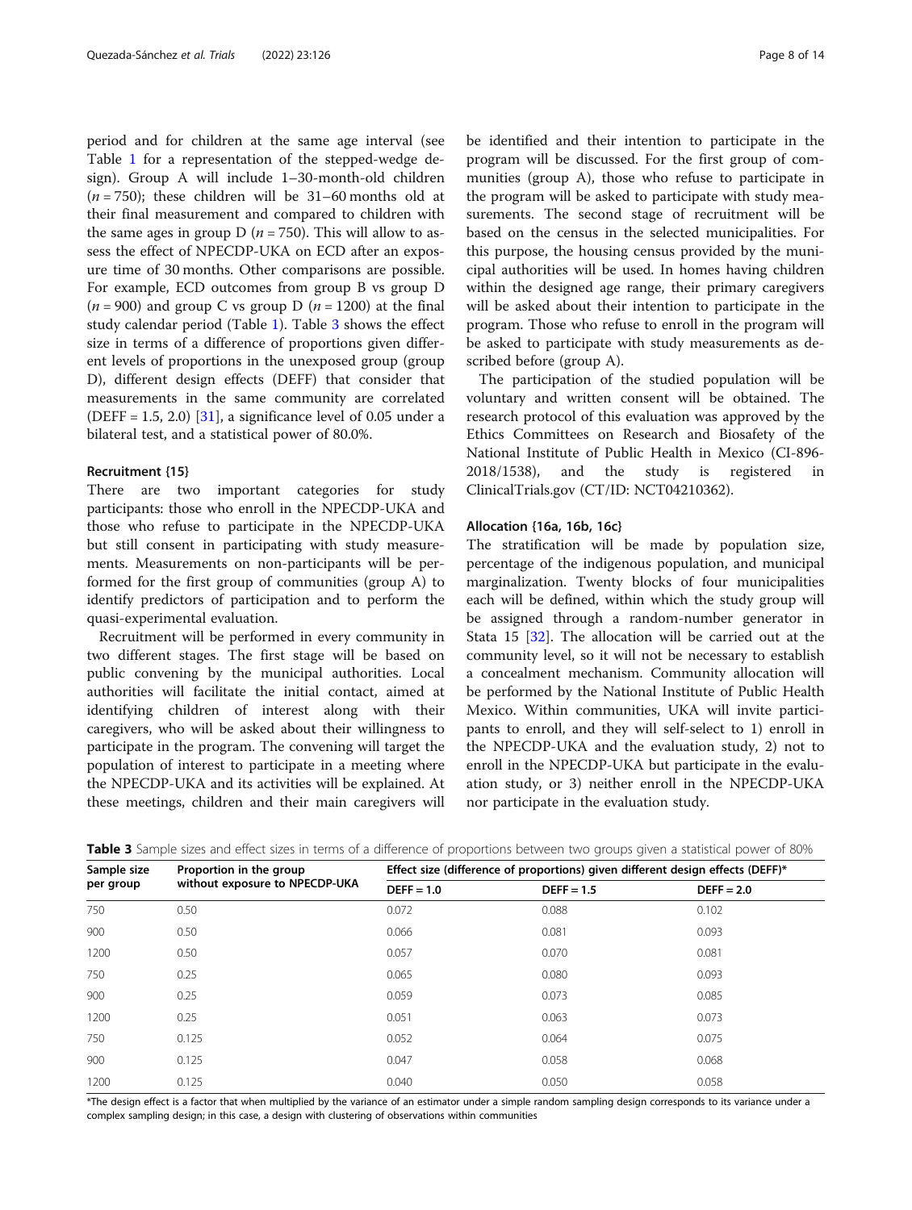period and for children at the same age interval (see Table 1 for a representation of the stepped-wedge design). Group A will include 1–30-month-old children ($n = 750$); these children will be 31–60 months old at their final measurement and compared to children with the same ages in group D ($n = 750$). This will allow to assess the effect of NPECDP-UKA on ECD after an exposure time of 30 months. Other comparisons are possible. For example, ECD outcomes from group B vs group D ($n = 900$) and group C vs group D ($n = 1200$) at the final study calendar period (Table 1). Table 3 shows the effect size in terms of a difference of proportions given different levels of proportions in the unexposed group (group D), different design effects (DEFF) that consider that measurements in the same community are correlated (DEFF = 1.5, 2.0) [31], a significance level of 0.05 under a bilateral test, and a statistical power of 80.0%.

### Recruitment {15}

There are two important categories for study participants: those who enroll in the NPECDP-UKA and those who refuse to participate in the NPECDP-UKA but still consent in participating with study measurements. Measurements on non-participants will be performed for the first group of communities (group A) to identify predictors of participation and to perform the quasi-experimental evaluation.

Recruitment will be performed in every community in two different stages. The first stage will be based on public convening by the municipal authorities. Local authorities will facilitate the initial contact, aimed at identifying children of interest along with their caregivers, who will be asked about their willingness to participate in the program. The convening will target the population of interest to participate in a meeting where the NPECDP-UKA and its activities will be explained. At these meetings, children and their main caregivers will be identified and their intention to participate in the program will be discussed. For the first group of communities (group A), those who refuse to participate in the program will be asked to participate with study measurements. The second stage of recruitment will be based on the census in the selected municipalities. For this purpose, the housing census provided by the municipal authorities will be used. In homes having children within the designed age range, their primary caregivers will be asked about their intention to participate in the program. Those who refuse to enroll in the program will be asked to participate with study measurements as described before (group A).

The participation of the studied population will be voluntary and written consent will be obtained. The research protocol of this evaluation was approved by the Ethics Committees on Research and Biosafety of the National Institute of Public Health in Mexico (CI-896-2018/1538), and the study is registered in ClinicalTrials.gov (CT/ID: NCT04210362).

### Allocation {16a, 16b, 16c}

The stratification will be made by population size, percentage of the indigenous population, and municipal marginalization. Twenty blocks of four municipalities each will be defined, within which the study group will be assigned through a random-number generator in Stata 15 [32]. The allocation will be carried out at the community level, so it will not be necessary to establish a concealment mechanism. Community allocation will be performed by the National Institute of Public Health Mexico. Within communities, UKA will invite participants to enroll, and they will self-select to 1) enroll in the NPECDP-UKA and the evaluation study, 2) not to enroll in the NPECDP-UKA but participate in the evaluation study, or 3) neither enroll in the NPECDP-UKA nor participate in the evaluation study.

**Table 3** Sample sizes and effect sizes in terms of a difference of proportions between two groups given a statistical power of 80%

| Sample size per group | Proportion in the group without exposure to NPECDP-UKA | Effect size (difference of proportions) given different design effects (DEFF)* | | |
|---|---|---|---|---|
| | | DEFF = 1.0 | DEFF = 1.5 | DEFF = 2.0 |
| 750 | 0.50 | 0.072 | 0.088 | 0.102 |
| 900 | 0.50 | 0.066 | 0.081 | 0.093 |
| 1200 | 0.50 | 0.057 | 0.070 | 0.081 |
| 750 | 0.25 | 0.065 | 0.080 | 0.093 |
| 900 | 0.25 | 0.059 | 0.073 | 0.085 |
| 1200 | 0.25 | 0.051 | 0.063 | 0.073 |
| 750 | 0.125 | 0.052 | 0.064 | 0.075 |
| 900 | 0.125 | 0.047 | 0.058 | 0.068 |
| 1200 | 0.125 | 0.040 | 0.050 | 0.058 |

*The design effect is a factor that when multiplied by the variance of an estimator under a simple random sampling design corresponds to its variance under a complex sampling design; in this case, a design with clustering of observations within communities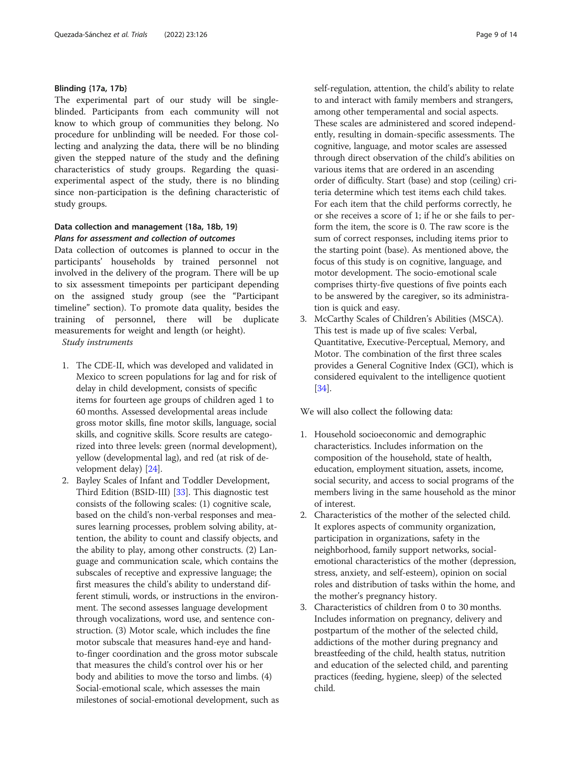### Blinding {17a, 17b}

The experimental part of our study will be single-blinded. Participants from each community will not know to which group of communities they belong. No procedure for unblinding will be needed. For those collecting and analyzing the data, there will be no blinding given the stepped nature of the study and the defining characteristics of study groups. Regarding the quasi-experimental aspect of the study, there is no blinding since non-participation is the defining characteristic of study groups.

### Data collection and management {18a, 18b, 19}

#### *Plans for assessment and collection of outcomes*

Data collection of outcomes is planned to occur in the participants' households by trained personnel not involved in the delivery of the program. There will be up to six assessment timepoints per participant depending on the assigned study group (see the "Participant timeline" section). To promote data quality, besides the training of personnel, there will be duplicate measurements for weight and length (or height).

*Study instruments*

1. The CDE-II, which was developed and validated in Mexico to screen populations for lag and for risk of delay in child development, consists of specific items for fourteen age groups of children aged 1 to 60 months. Assessed developmental areas include gross motor skills, fine motor skills, language, social skills, and cognitive skills. Score results are categorized into three levels: green (normal development), yellow (developmental lag), and red (at risk of development delay) [24].
2. Bayley Scales of Infant and Toddler Development, Third Edition (BSID-III) [33]. This diagnostic test consists of the following scales: (1) cognitive scale, based on the child's non-verbal responses and measures learning processes, problem solving ability, attention, the ability to count and classify objects, and the ability to play, among other constructs. (2) Language and communication scale, which contains the subscales of receptive and expressive language; the first measures the child's ability to understand different stimuli, words, or instructions in the environment. The second assesses language development through vocalizations, word use, and sentence construction. (3) Motor scale, which includes the fine motor subscale that measures hand-eye and hand-to-finger coordination and the gross motor subscale that measures the child's control over his or her body and abilities to move the torso and limbs. (4) Social-emotional scale, which assesses the main milestones of social-emotional development, such as self-regulation, attention, the child's ability to relate to and interact with family members and strangers, among other temperamental and social aspects. These scales are administered and scored independently, resulting in domain-specific assessments. The cognitive, language, and motor scales are assessed through direct observation of the child's abilities on various items that are ordered in an ascending order of difficulty. Start (base) and stop (ceiling) criteria determine which test items each child takes. For each item that the child performs correctly, he or she receives a score of 1; if he or she fails to perform the item, the score is 0. The raw score is the sum of correct responses, including items prior to the starting point (base). As mentioned above, the focus of this study is on cognitive, language, and motor development. The socio-emotional scale comprises thirty-five questions of five points each to be answered by the caregiver, so its administration is quick and easy.
3. McCarthy Scales of Children's Abilities (MSCA). This test is made up of five scales: Verbal, Quantitative, Executive-Perceptual, Memory, and Motor. The combination of the first three scales provides a General Cognitive Index (GCI), which is considered equivalent to the intelligence quotient [34].

We will also collect the following data:

1. Household socioeconomic and demographic characteristics. Includes information on the composition of the household, state of health, education, employment situation, assets, income, social security, and access to social programs of the members living in the same household as the minor of interest.
2. Characteristics of the mother of the selected child. It explores aspects of community organization, participation in organizations, safety in the neighborhood, family support networks, social-emotional characteristics of the mother (depression, stress, anxiety, and self-esteem), opinion on social roles and distribution of tasks within the home, and the mother's pregnancy history.
3. Characteristics of children from 0 to 30 months. Includes information on pregnancy, delivery and postpartum of the mother of the selected child, addictions of the mother during pregnancy and breastfeeding of the child, health status, nutrition and education of the selected child, and parenting practices (feeding, hygiene, sleep) of the selected child.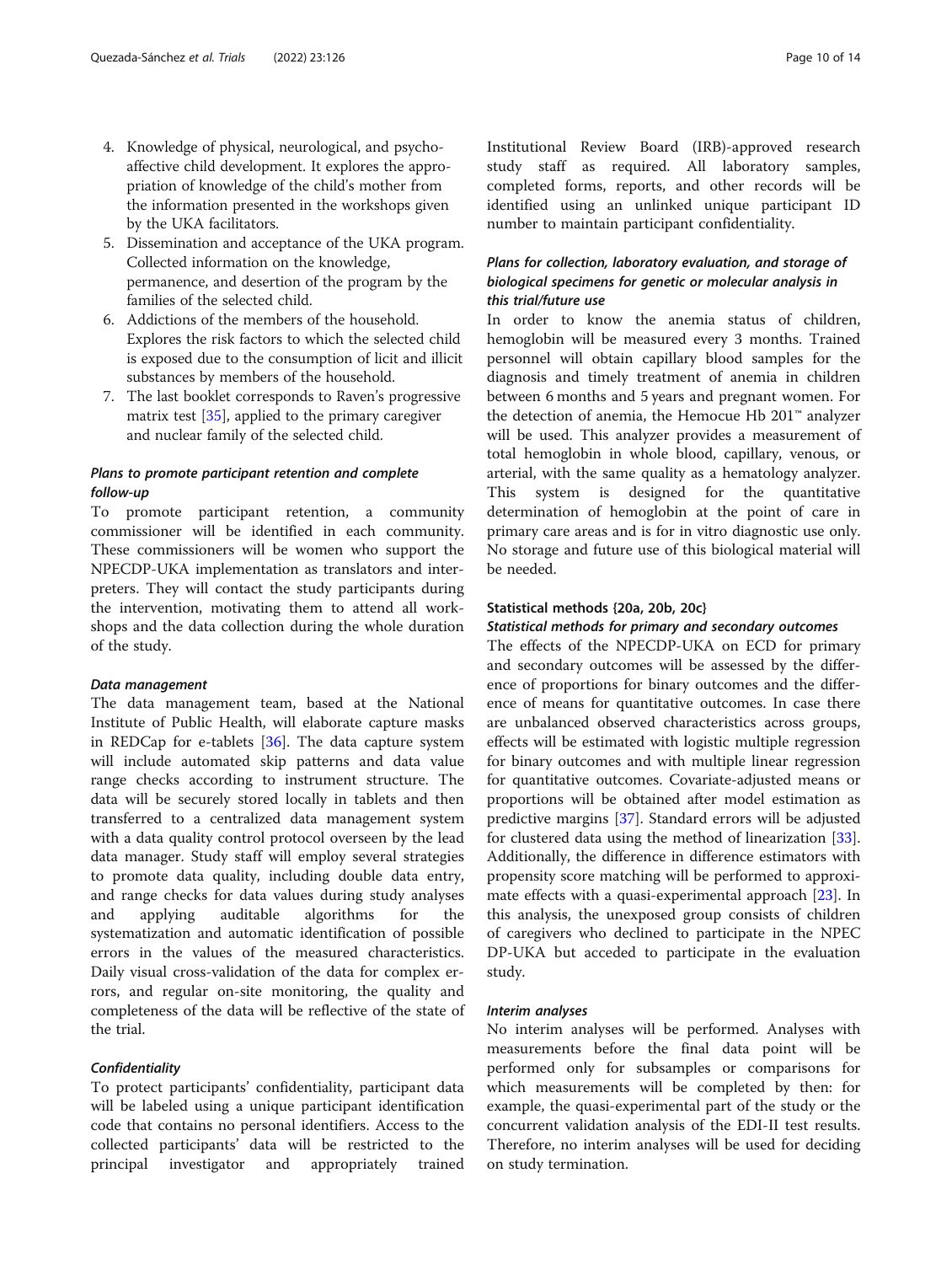4. Knowledge of physical, neurological, and psycho-affective child development. It explores the appropriation of knowledge of the child's mother from the information presented in the workshops given by the UKA facilitators.
5. Dissemination and acceptance of the UKA program. Collected information on the knowledge, permanence, and desertion of the program by the families of the selected child.
6. Addictions of the members of the household. Explores the risk factors to which the selected child is exposed due to the consumption of licit and illicit substances by members of the household.
7. The last booklet corresponds to Raven's progressive matrix test [35], applied to the primary caregiver and nuclear family of the selected child.

#### *Plans to promote participant retention and complete follow-up*

To promote participant retention, a community commissioner will be identified in each community. These commissioners will be women who support the NPECDP-UKA implementation as translators and interpreters. They will contact the study participants during the intervention, motivating them to attend all workshops and the data collection during the whole duration of the study.

#### *Data management*

The data management team, based at the National Institute of Public Health, will elaborate capture masks in REDCap for e-tablets [36]. The data capture system will include automated skip patterns and data value range checks according to instrument structure. The data will be securely stored locally in tablets and then transferred to a centralized data management system with a data quality control protocol overseen by the lead data manager. Study staff will employ several strategies to promote data quality, including double data entry, and range checks for data values during study analyses and applying auditable algorithms for the systematization and automatic identification of possible errors in the values of the measured characteristics. Daily visual cross-validation of the data for complex errors, and regular on-site monitoring, the quality and completeness of the data will be reflective of the state of the trial.

#### *Confidentiality*

To protect participants' confidentiality, participant data will be labeled using a unique participant identification code that contains no personal identifiers. Access to the collected participants' data will be restricted to the principal investigator and appropriately trained Institutional Review Board (IRB)-approved research study staff as required. All laboratory samples, completed forms, reports, and other records will be identified using an unlinked unique participant ID number to maintain participant confidentiality.

#### *Plans for collection, laboratory evaluation, and storage of biological specimens for genetic or molecular analysis in this trial/future use*

In order to know the anemia status of children, hemoglobin will be measured every 3 months. Trained personnel will obtain capillary blood samples for the diagnosis and timely treatment of anemia in children between 6 months and 5 years and pregnant women. For the detection of anemia, the Hemocue Hb 201™ analyzer will be used. This analyzer provides a measurement of total hemoglobin in whole blood, capillary, venous, or arterial, with the same quality as a hematology analyzer. This system is designed for the quantitative determination of hemoglobin at the point of care in primary care areas and is for in vitro diagnostic use only. No storage and future use of this biological material will be needed.

### Statistical methods {20a, 20b, 20c}

#### *Statistical methods for primary and secondary outcomes*

The effects of the NPECDP-UKA on ECD for primary and secondary outcomes will be assessed by the difference of proportions for binary outcomes and the difference of means for quantitative outcomes. In case there are unbalanced observed characteristics across groups, effects will be estimated with logistic multiple regression for binary outcomes and with multiple linear regression for quantitative outcomes. Covariate-adjusted means or proportions will be obtained after model estimation as predictive margins [37]. Standard errors will be adjusted for clustered data using the method of linearization [33]. Additionally, the difference in difference estimators with propensity score matching will be performed to approximate effects with a quasi-experimental approach [23]. In this analysis, the unexposed group consists of children of caregivers who declined to participate in the NPECDP-UKA but acceded to participate in the evaluation study.

#### *Interim analyses*

No interim analyses will be performed. Analyses with measurements before the final data point will be performed only for subsamples or comparisons for which measurements will be completed by then: for example, the quasi-experimental part of the study or the concurrent validation analysis of the EDI-II test results. Therefore, no interim analyses will be used for deciding on study termination.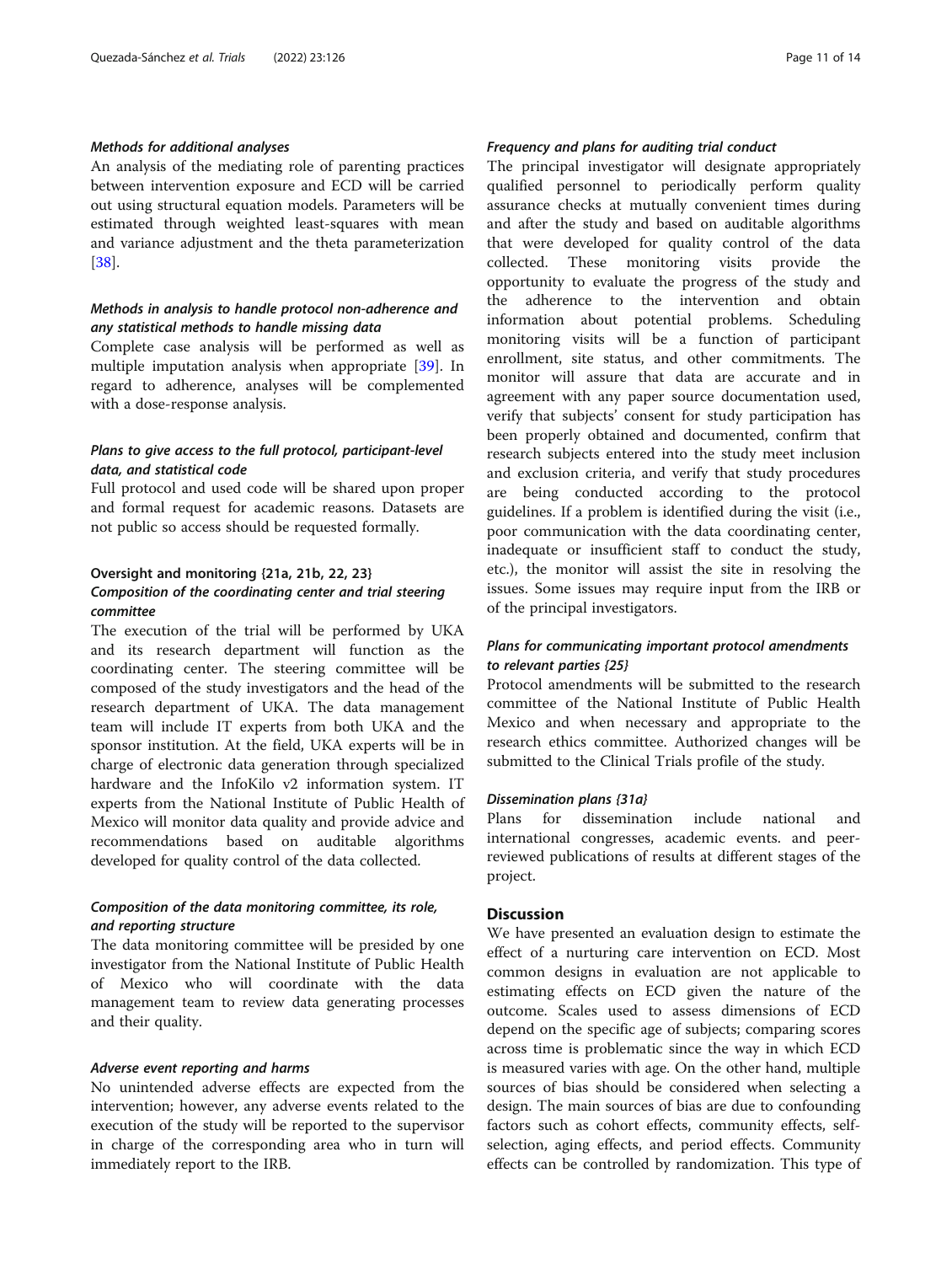#### *Methods for additional analyses*

An analysis of the mediating role of parenting practices between intervention exposure and ECD will be carried out using structural equation models. Parameters will be estimated through weighted least-squares with mean and variance adjustment and the theta parameterization [38].

#### *Methods in analysis to handle protocol non-adherence and any statistical methods to handle missing data*

Complete case analysis will be performed as well as multiple imputation analysis when appropriate [39]. In regard to adherence, analyses will be complemented with a dose-response analysis.

#### *Plans to give access to the full protocol, participant-level data, and statistical code*

Full protocol and used code will be shared upon proper and formal request for academic reasons. Datasets are not public so access should be requested formally.

### Oversight and monitoring {21a, 21b, 22, 23}

#### *Composition of the coordinating center and trial steering committee*

The execution of the trial will be performed by UKA and its research department will function as the coordinating center. The steering committee will be composed of the study investigators and the head of the research department of UKA. The data management team will include IT experts from both UKA and the sponsor institution. At the field, UKA experts will be in charge of electronic data generation through specialized hardware and the InfoKilo v2 information system. IT experts from the National Institute of Public Health of Mexico will monitor data quality and provide advice and recommendations based on auditable algorithms developed for quality control of the data collected.

#### *Composition of the data monitoring committee, its role, and reporting structure*

The data monitoring committee will be presided by one investigator from the National Institute of Public Health of Mexico who will coordinate with the data management team to review data generating processes and their quality.

#### *Adverse event reporting and harms*

No unintended adverse effects are expected from the intervention; however, any adverse events related to the execution of the study will be reported to the supervisor in charge of the corresponding area who in turn will immediately report to the IRB.

#### *Frequency and plans for auditing trial conduct*

The principal investigator will designate appropriately qualified personnel to periodically perform quality assurance checks at mutually convenient times during and after the study and based on auditable algorithms that were developed for quality control of the data collected. These monitoring visits provide the opportunity to evaluate the progress of the study and the adherence to the intervention and obtain information about potential problems. Scheduling monitoring visits will be a function of participant enrollment, site status, and other commitments. The monitor will assure that data are accurate and in agreement with any paper source documentation used, verify that subjects' consent for study participation has been properly obtained and documented, confirm that research subjects entered into the study meet inclusion and exclusion criteria, and verify that study procedures are being conducted according to the protocol guidelines. If a problem is identified during the visit (i.e., poor communication with the data coordinating center, inadequate or insufficient staff to conduct the study, etc.), the monitor will assist the site in resolving the issues. Some issues may require input from the IRB or of the principal investigators.

#### *Plans for communicating important protocol amendments to relevant parties {25}*

Protocol amendments will be submitted to the research committee of the National Institute of Public Health Mexico and when necessary and appropriate to the research ethics committee. Authorized changes will be submitted to the Clinical Trials profile of the study.

#### *Dissemination plans {31a}*

Plans for dissemination include national and international congresses, academic events. and peer-reviewed publications of results at different stages of the project.

## Discussion

We have presented an evaluation design to estimate the effect of a nurturing care intervention on ECD. Most common designs in evaluation are not applicable to estimating effects on ECD given the nature of the outcome. Scales used to assess dimensions of ECD depend on the specific age of subjects; comparing scores across time is problematic since the way in which ECD is measured varies with age. On the other hand, multiple sources of bias should be considered when selecting a design. The main sources of bias are due to confounding factors such as cohort effects, community effects, self-selection, aging effects, and period effects. Community effects can be controlled by randomization. This type of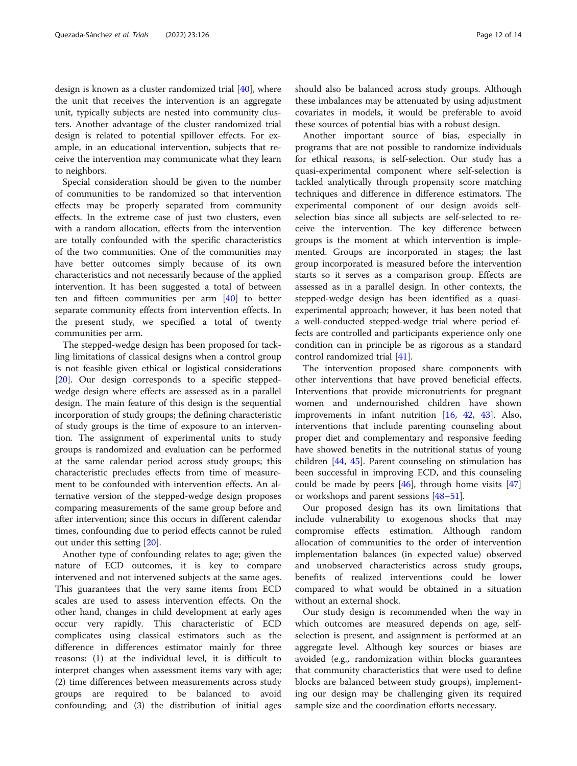design is known as a cluster randomized trial [40], where the unit that receives the intervention is an aggregate unit, typically subjects are nested into community clusters. Another advantage of the cluster randomized trial design is related to potential spillover effects. For example, in an educational intervention, subjects that receive the intervention may communicate what they learn to neighbors.

Special consideration should be given to the number of communities to be randomized so that intervention effects may be properly separated from community effects. In the extreme case of just two clusters, even with a random allocation, effects from the intervention are totally confounded with the specific characteristics of the two communities. One of the communities may have better outcomes simply because of its own characteristics and not necessarily because of the applied intervention. It has been suggested a total of between ten and fifteen communities per arm [40] to better separate community effects from intervention effects. In the present study, we specified a total of twenty communities per arm.

The stepped-wedge design has been proposed for tackling limitations of classical designs when a control group is not feasible given ethical or logistical considerations [20]. Our design corresponds to a specific stepped-wedge design where effects are assessed as in a parallel design. The main feature of this design is the sequential incorporation of study groups; the defining characteristic of study groups is the time of exposure to an intervention. The assignment of experimental units to study groups is randomized and evaluation can be performed at the same calendar period across study groups; this characteristic precludes effects from time of measurement to be confounded with intervention effects. An alternative version of the stepped-wedge design proposes comparing measurements of the same group before and after intervention; since this occurs in different calendar times, confounding due to period effects cannot be ruled out under this setting [20].

Another type of confounding relates to age; given the nature of ECD outcomes, it is key to compare intervened and not intervened subjects at the same ages. This guarantees that the very same items from ECD scales are used to assess intervention effects. On the other hand, changes in child development at early ages occur very rapidly. This characteristic of ECD complicates using classical estimators such as the difference in differences estimator mainly for three reasons: (1) at the individual level, it is difficult to interpret changes when assessment items vary with age; (2) time differences between measurements across study groups are required to be balanced to avoid confounding; and (3) the distribution of initial ages should also be balanced across study groups. Although these imbalances may be attenuated by using adjustment covariates in models, it would be preferable to avoid these sources of potential bias with a robust design.

Another important source of bias, especially in programs that are not possible to randomize individuals for ethical reasons, is self-selection. Our study has a quasi-experimental component where self-selection is tackled analytically through propensity score matching techniques and difference in difference estimators. The experimental component of our design avoids self-selection bias since all subjects are self-selected to receive the intervention. The key difference between groups is the moment at which intervention is implemented. Groups are incorporated in stages; the last group incorporated is measured before the intervention starts so it serves as a comparison group. Effects are assessed as in a parallel design. In other contexts, the stepped-wedge design has been identified as a quasi-experimental approach; however, it has been noted that a well-conducted stepped-wedge trial where period effects are controlled and participants experience only one condition can in principle be as rigorous as a standard control randomized trial [41].

The intervention proposed share components with other interventions that have proved beneficial effects. Interventions that provide micronutrients for pregnant women and undernourished children have shown improvements in infant nutrition [16, 42, 43]. Also, interventions that include parenting counseling about proper diet and complementary and responsive feeding have showed benefits in the nutritional status of young children [44, 45]. Parent counseling on stimulation has been successful in improving ECD, and this counseling could be made by peers [46], through home visits [47] or workshops and parent sessions [48–51].

Our proposed design has its own limitations that include vulnerability to exogenous shocks that may compromise effects estimation. Although random allocation of communities to the order of intervention implementation balances (in expected value) observed and unobserved characteristics across study groups, benefits of realized interventions could be lower compared to what would be obtained in a situation without an external shock.

Our study design is recommended when the way in which outcomes are measured depends on age, self-selection is present, and assignment is performed at an aggregate level. Although key sources or biases are avoided (e.g., randomization within blocks guarantees that community characteristics that were used to define blocks are balanced between study groups), implementing our design may be challenging given its required sample size and the coordination efforts necessary.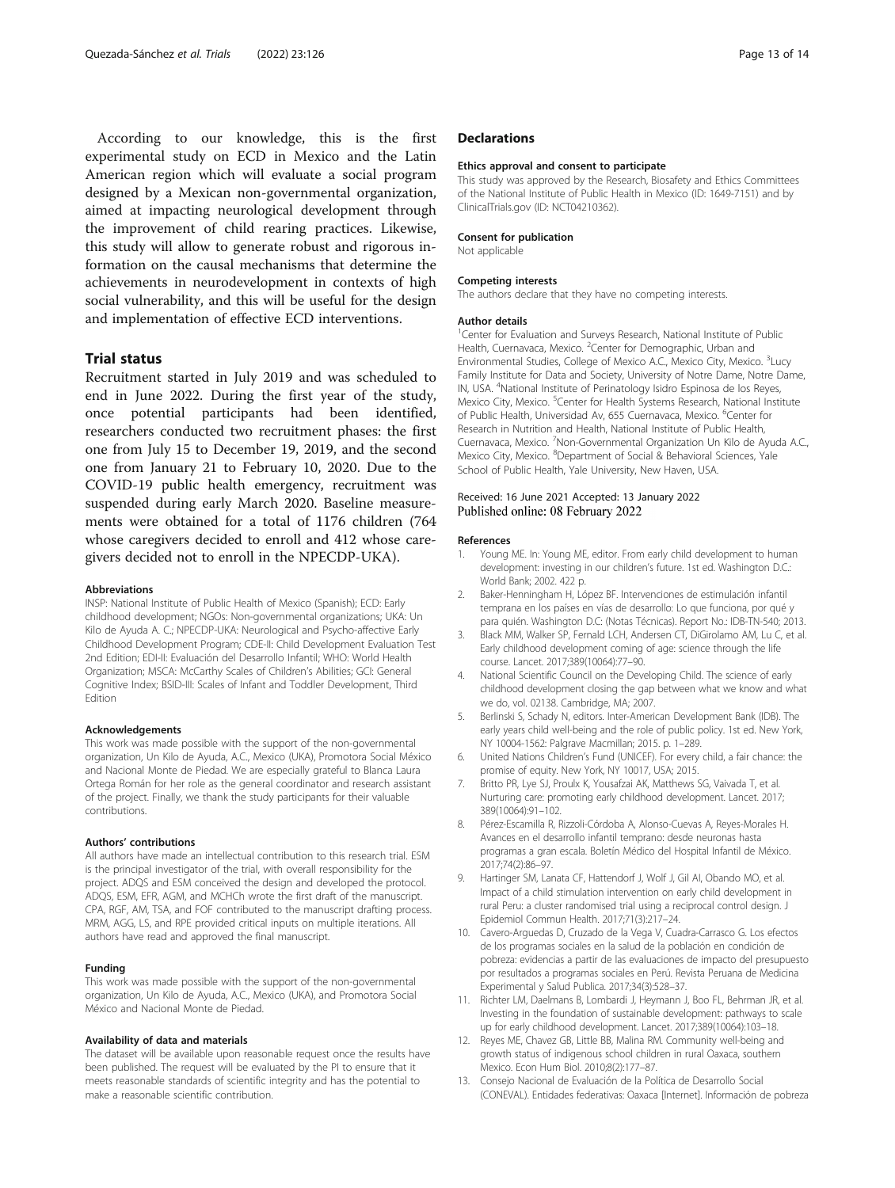According to our knowledge, this is the first experimental study on ECD in Mexico and the Latin American region which will evaluate a social program designed by a Mexican non-governmental organization, aimed at impacting neurological development through the improvement of child rearing practices. Likewise, this study will allow to generate robust and rigorous information on the causal mechanisms that determine the achievements in neurodevelopment in contexts of high social vulnerability, and this will be useful for the design and implementation of effective ECD interventions.

## Trial status

Recruitment started in July 2019 and was scheduled to end in June 2022. During the first year of the study, once potential participants had been identified, researchers conducted two recruitment phases: the first one from July 15 to December 19, 2019, and the second one from January 21 to February 10, 2020. Due to the COVID-19 public health emergency, recruitment was suspended during early March 2020. Baseline measurements were obtained for a total of 1176 children (764 whose caregivers decided to enroll and 412 whose caregivers decided not to enroll in the NPECDP-UKA).

#### Abbreviations

INSP: National Institute of Public Health of Mexico (Spanish); ECD: Early childhood development; NGOs: Non-governmental organizations; UKA: Un Kilo de Ayuda A. C.; NPECDP-UKA: Neurological and Psycho-affective Early Childhood Development Program; CDE-II: Child Development Evaluation Test 2nd Edition; EDI-II: Evaluación del Desarrollo Infantil; WHO: World Health Organization; MSCA: McCarthy Scales of Children's Abilities; GCI: General Cognitive Index; BSID-III: Scales of Infant and Toddler Development, Third Edition

#### Acknowledgements

This work was made possible with the support of the non-governmental organization, Un Kilo de Ayuda, A.C., Mexico (UKA), Promotora Social México and Nacional Monte de Piedad. We are especially grateful to Blanca Laura Ortega Román for her role as the general coordinator and research assistant of the project. Finally, we thank the study participants for their valuable contributions.

#### Authors' contributions

All authors have made an intellectual contribution to this research trial. ESM is the principal investigator of the trial, with overall responsibility for the project. ADQS and ESM conceived the design and developed the protocol. ADQS, ESM, EFR, AGM, and MCHCh wrote the first draft of the manuscript. CPA, RGF, AM, TSA, and FOF contributed to the manuscript drafting process. MRM, AGG, LS, and RPE provided critical inputs on multiple iterations. All authors have read and approved the final manuscript.

#### Funding

This work was made possible with the support of the non-governmental organization, Un Kilo de Ayuda, A.C., Mexico (UKA), and Promotora Social México and Nacional Monte de Piedad.

#### Availability of data and materials

The dataset will be available upon reasonable request once the results have been published. The request will be evaluated by the PI to ensure that it meets reasonable standards of scientific integrity and has the potential to make a reasonable scientific contribution.

## Declarations

#### Ethics approval and consent to participate

This study was approved by the Research, Biosafety and Ethics Committees of the National Institute of Public Health in Mexico (ID: 1649-7151) and by ClinicalTrials.gov (ID: NCT04210362).

#### Consent for publication

Not applicable

#### Competing interests

The authors declare that they have no competing interests.

#### Author details

[1]Center for Evaluation and Surveys Research, National Institute of Public Health, Cuernavaca, Mexico. [2]Center for Demographic, Urban and Environmental Studies, College of Mexico A.C., Mexico City, Mexico. [3]Lucy Family Institute for Data and Society, University of Notre Dame, Notre Dame, IN, USA. [4]National Institute of Perinatology Isidro Espinosa de los Reyes, Mexico City, Mexico. [5]Center for Health Systems Research, National Institute of Public Health, Universidad Av, 655 Cuernavaca, Mexico. [6]Center for Research in Nutrition and Health, National Institute of Public Health, Cuernavaca, Mexico. [7]Non-Governmental Organization Un Kilo de Ayuda A.C., Mexico City, Mexico. [8]Department of Social & Behavioral Sciences, Yale School of Public Health, Yale University, New Haven, USA.

Received: 16 June 2021 Accepted: 13 January 2022
Published online: 08 February 2022

#### References

1. Young ME. In: Young ME, editor. From early child development to human development: investing in our children's future. 1st ed. Washington D.C.: World Bank; 2002. 422 p.
2. Baker-Henningham H, López BF. Intervenciones de estimulación infantil temprana en los países en vías de desarrollo: Lo que funciona, por qué y para quién. Washington D.C: (Notas Técnicas). Report No.: IDB-TN-540; 2013.
3. Black MM, Walker SP, Fernald LCH, Andersen CT, DiGirolamo AM, Lu C, et al. Early childhood development coming of age: science through the life course. Lancet. 2017;389(10064):77–90.
4. National Scientific Council on the Developing Child. The science of early childhood development closing the gap between what we know and what we do, vol. 02138. Cambridge, MA; 2007.
5. Berlinski S, Schady N, editors. Inter-American Development Bank (IDB). The early years child well-being and the role of public policy. 1st ed. New York, NY 10004-1562: Palgrave Macmillan; 2015. p. 1–289.
6. United Nations Children's Fund (UNICEF). For every child, a fair chance: the promise of equity. New York, NY 10017, USA; 2015.
7. Britto PR, Lye SJ, Proulx K, Yousafzai AK, Matthews SG, Vaivada T, et al. Nurturing care: promoting early childhood development. Lancet. 2017; 389(10064):91–102.
8. Pérez-Escamilla R, Rizzoli-Córdoba A, Alonso-Cuevas A, Reyes-Morales H. Avances en el desarrollo infantil temprano: desde neuronas hasta programas a gran escala. Boletín Médico del Hospital Infantil de México. 2017;74(2):86–97.
9. Hartinger SM, Lanata CF, Hattendorf J, Wolf J, Gil AI, Obando MO, et al. Impact of a child stimulation intervention on early child development in rural Peru: a cluster randomised trial using a reciprocal control design. J Epidemiol Commun Health. 2017;71(3):217–24.
10. Cavero-Arguedas D, Cruzado de la Vega V, Cuadra-Carrasco G. Los efectos de los programas sociales en la salud de la población en condición de pobreza: evidencias a partir de las evaluaciones de impacto del presupuesto por resultados a programas sociales en Perú. Revista Peruana de Medicina Experimental y Salud Publica. 2017;34(3):528–37.
11. Richter LM, Daelmans B, Lombardi J, Heymann J, Boo FL, Behrman JR, et al. Investing in the foundation of sustainable development: pathways to scale up for early childhood development. Lancet. 2017;389(10064):103–18.
12. Reyes ME, Chavez GB, Little BB, Malina RM. Community well-being and growth status of indigenous school children in rural Oaxaca, southern Mexico. Econ Hum Biol. 2010;8(2):177–87.
13. Consejo Nacional de Evaluación de la Política de Desarrollo Social (CONEVAL). Entidades federativas: Oaxaca [Internet]. Información de pobreza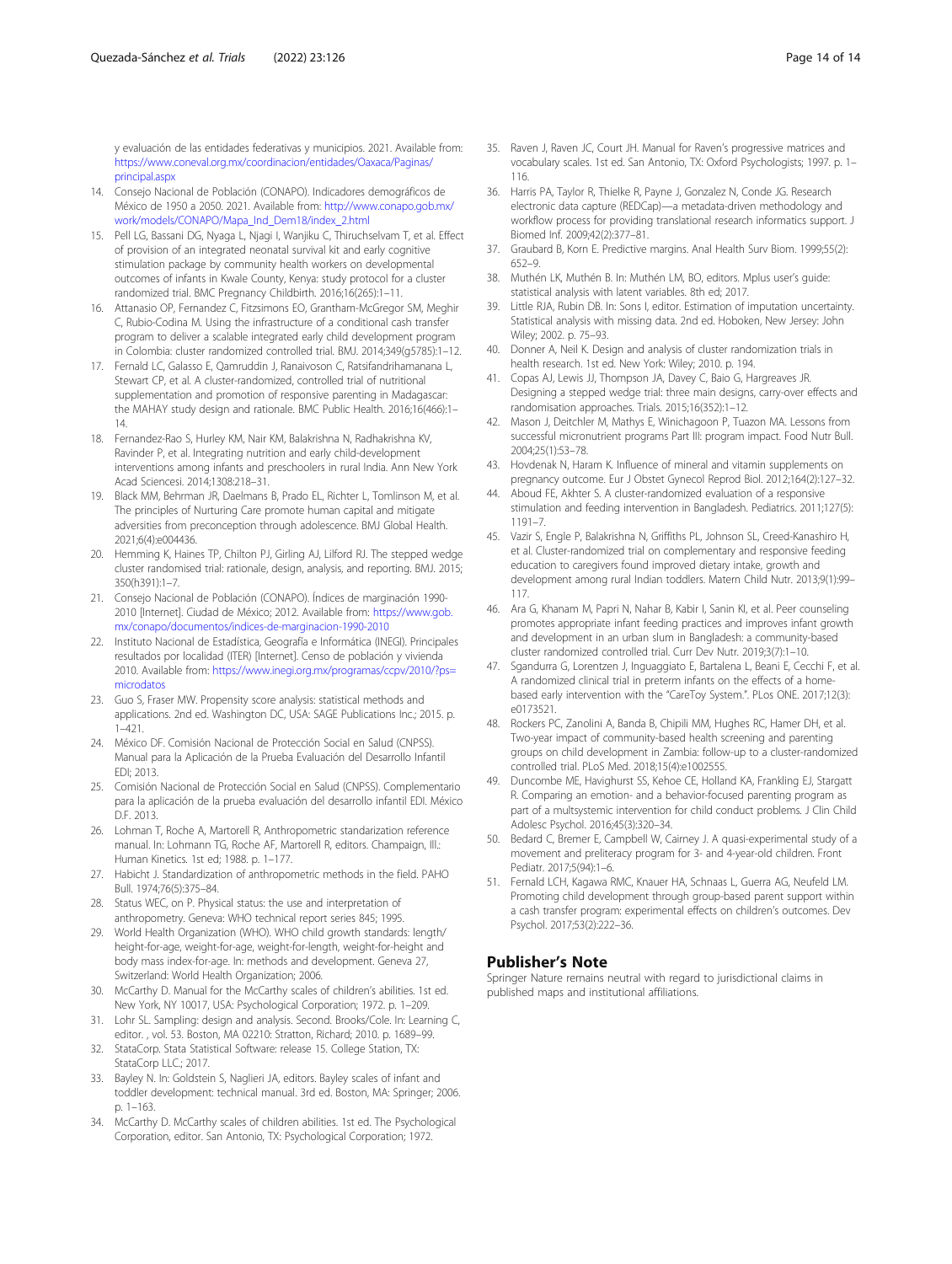y evaluación de las entidades federativas y municipios. 2021. Available from: https://www.coneval.org.mx/coordinacion/entidades/Oaxaca/Paginas/principal.aspx

14. Consejo Nacional de Población (CONAPO). Indicadores demográficos de México de 1950 a 2050. 2021. Available from: http://www.conapo.gob.mx/work/models/CONAPO/Mapa_Ind_Dem18/index_2.html
15. Pell LG, Bassani DG, Nyaga L, Njagi I, Wanjiku C, Thiruchselvam T, et al. Effect of provision of an integrated neonatal survival kit and early cognitive stimulation package by community health workers on developmental outcomes of infants in Kwale County, Kenya: study protocol for a cluster randomized trial. BMC Pregnancy Childbirth. 2016;16(265):1–11.
16. Attanasio OP, Fernandez C, Fitzsimons EO, Grantham-McGregor SM, Meghir C, Rubio-Codina M. Using the infrastructure of a conditional cash transfer program to deliver a scalable integrated early child development program in Colombia: cluster randomized controlled trial. BMJ. 2014;349(g5785):1–12.
17. Fernald LC, Galasso E, Qamruddin J, Ranaivoson C, Ratsifandrihamanana L, Stewart CP, et al. A cluster-randomized, controlled trial of nutritional supplementation and promotion of responsive parenting in Madagascar: the MAHAY study design and rationale. BMC Public Health. 2016;16(466):1–14.
18. Fernandez-Rao S, Hurley KM, Nair KM, Balakrishna N, Radhakrishna KV, Ravinder P, et al. Integrating nutrition and early child-development interventions among infants and preschoolers in rural India. Ann New York Acad Sciencesi. 2014;1308:218–31.
19. Black MM, Behrman JR, Daelmans B, Prado EL, Richter L, Tomlinson M, et al. The principles of Nurturing Care promote human capital and mitigate adversities from preconception through adolescence. BMJ Global Health. 2021;6(4):e004436.
20. Hemming K, Haines TP, Chilton PJ, Girling AJ, Lilford RJ. The stepped wedge cluster randomised trial: rationale, design, analysis, and reporting. BMJ. 2015;350(h391):1–7.
21. Consejo Nacional de Población (CONAPO). Índices de marginación 1990-2010 [Internet]. Ciudad de México; 2012. Available from: https://www.gob.mx/conapo/documentos/indices-de-marginacion-1990-2010
22. Instituto Nacional de Estadística, Geografía e Informática (INEGI). Principales resultados por localidad (ITER) [Internet]. Censo de población y vivienda 2010. Available from: https://www.inegi.org.mx/programas/ccpv/2010/?ps=microdatos
23. Guo S, Fraser MW. Propensity score analysis: statistical methods and applications. 2nd ed. Washington DC, USA: SAGE Publications Inc.; 2015. p. 1–421.
24. México DF. Comisión Nacional de Protección Social en Salud (CNPSS). Manual para la Aplicación de la Prueba Evaluación del Desarrollo Infantil EDI; 2013.
25. Comisión Nacional de Protección Social en Salud (CNPSS). Complementario para la aplicación de la prueba evaluación del desarrollo infantil EDI. México D.F. 2013.
26. Lohman T, Roche A, Martorell R, Anthropometric standarization reference manual. In: Lohmann TG, Roche AF, Martorell R, editors. Champaign, Ill.: Human Kinetics. 1st ed; 1988. p. 1–177.
27. Habicht J. Standardization of anthropometric methods in the field. PAHO Bull. 1974;76(5):375–84.
28. Status WEC, on P. Physical status: the use and interpretation of anthropometry. Geneva: WHO technical report series 845; 1995.
29. World Health Organization (WHO). WHO child growth standards: length/height-for-age, weight-for-age, weight-for-length, weight-for-height and body mass index-for-age. In: methods and development. Geneva 27, Switzerland: World Health Organization; 2006.
30. McCarthy D. Manual for the McCarthy scales of children's abilities. 1st ed. New York, NY 10017, USA: Psychological Corporation; 1972. p. 1–209.
31. Lohr SL. Sampling: design and analysis. Second. Brooks/Cole. In: Learning C, editor. , vol. 53. Boston, MA 02210: Stratton, Richard; 2010. p. 1689–99.
32. StataCorp. Stata Statistical Software: release 15. College Station, TX: StataCorp LLC.; 2017.
33. Bayley N. In: Goldstein S, Naglieri JA, editors. Bayley scales of infant and toddler development: technical manual. 3rd ed. Boston, MA: Springer; 2006. p. 1–163.
34. McCarthy D. McCarthy scales of children abilities. 1st ed. The Psychological Corporation, editor. San Antonio, TX: Psychological Corporation; 1972.
35. Raven J, Raven JC, Court JH. Manual for Raven's progressive matrices and vocabulary scales. 1st ed. San Antonio, TX: Oxford Psychologists; 1997. p. 1–116.
36. Harris PA, Taylor R, Thielke R, Payne J, Gonzalez N, Conde JG. Research electronic data capture (REDCap)—a metadata-driven methodology and workflow process for providing translational research informatics support. J Biomed Inf. 2009;42(2):377–81.
37. Graubard B, Korn E. Predictive margins. Anal Health Surv Biom. 1999;55(2):652–9.
38. Muthén LK, Muthén B. In: Muthén LM, BO, editors. Mplus user's guide: statistical analysis with latent variables. 8th ed; 2017.
39. Little RJA, Rubin DB. In: Sons I, editor. Estimation of imputation uncertainty. Statistical analysis with missing data. 2nd ed. Hoboken, New Jersey: John Wiley; 2002. p. 75–93.
40. Donner A, Neil K. Design and analysis of cluster randomization trials in health research. 1st ed. New York: Wiley; 2010. p. 194.
41. Copas AJ, Lewis JJ, Thompson JA, Davey C, Baio G, Hargreaves JR. Designing a stepped wedge trial: three main designs, carry-over effects and randomisation approaches. Trials. 2015;16(352):1–12.
42. Mason J, Deitchler M, Mathys E, Winichagoon P, Tuazon MA. Lessons from successful micronutrient programs Part III: program impact. Food Nutr Bull. 2004;25(1):53–78.
43. Hovdenak N, Haram K. Influence of mineral and vitamin supplements on pregnancy outcome. Eur J Obstet Gynecol Reprod Biol. 2012;164(2):127–32.
44. Aboud FE, Akhter S. A cluster-randomized evaluation of a responsive stimulation and feeding intervention in Bangladesh. Pediatrics. 2011;127(5):1191–7.
45. Vazir S, Engle P, Balakrishna N, Griffiths PL, Johnson SL, Creed-Kanashiro H, et al. Cluster-randomized trial on complementary and responsive feeding education to caregivers found improved dietary intake, growth and development among rural Indian toddlers. Matern Child Nutr. 2013;9(1):99–117.
46. Ara G, Khanam M, Papri N, Nahar B, Kabir I, Sanin KI, et al. Peer counseling promotes appropriate infant feeding practices and improves infant growth and development in an urban slum in Bangladesh: a community-based cluster randomized controlled trial. Curr Dev Nutr. 2019;3(7):1–10.
47. Sgandurra G, Lorentzen J, Inguaggiato E, Bartalena L, Beani E, Cecchi F, et al. A randomized clinical trial in preterm infants on the effects of a home-based early intervention with the "CareToy System.". PLos ONE. 2017;12(3):e0173521.
48. Rockers PC, Zanolini A, Banda B, Chipili MM, Hughes RC, Hamer DH, et al. Two-year impact of community-based health screening and parenting groups on child development in Zambia: follow-up to a cluster-randomized controlled trial. PLoS Med. 2018;15(4):e1002555.
49. Duncombe ME, Havighurst SS, Kehoe CE, Holland KA, Frankling EJ, Stargatt R. Comparing an emotion- and a behavior-focused parenting program as part of a multsystemic intervention for child conduct problems. J Clin Child Adolesc Psychol. 2016;45(3):320–34.
50. Bedard C, Bremer E, Campbell W, Cairney J. A quasi-experimental study of a movement and preliteracy program for 3- and 4-year-old children. Front Pediatr. 2017;5(94):1–6.
51. Fernald LCH, Kagawa RMC, Knauer HA, Schnaas L, Guerra AG, Neufeld LM. Promoting child development through group-based parent support within a cash transfer program: experimental effects on children's outcomes. Dev Psychol. 2017;53(2):222–36.

## Publisher's Note

Springer Nature remains neutral with regard to jurisdictional claims in published maps and institutional affiliations.